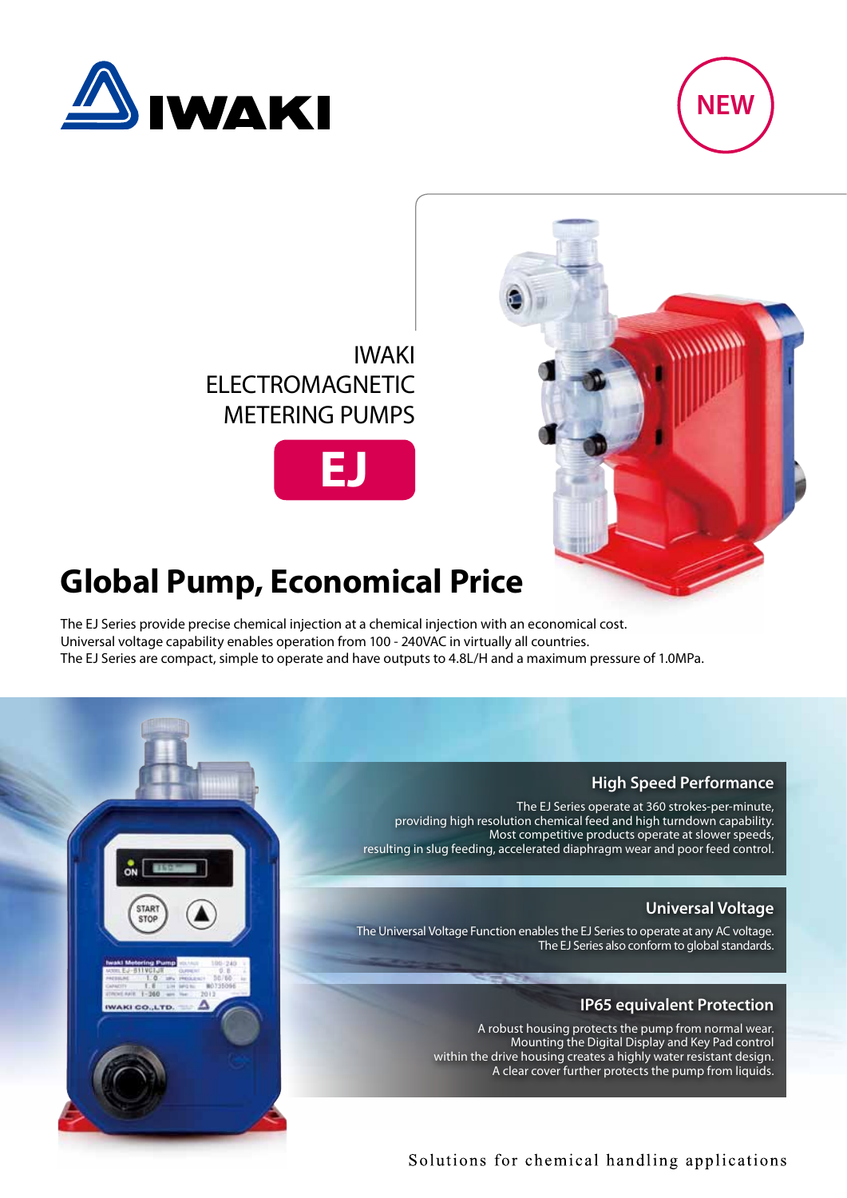IWAKI

NEW

IWAKI ELECTROMAGNETIC METERING PUMPS

**EJ**

# Global Pump, Economical Price

The EJ Series provide precise chemical injection at a chemical injection with an economical cost.
Universal voltage capability enables operation from 100 - 240VAC in virtually all countries.
The EJ Series are compact, simple to operate and have outputs to 4.8L/H and a maximum pressure of 1.0MPa.

## High Speed Performance

The EJ Series operate at 360 strokes-per-minute, providing high resolution chemical feed and high turndown capability. Most competitive products operate at slower speeds, resulting in slug feeding, accelerated diaphragm wear and poor feed control.

## Universal Voltage

The Universal Voltage Function enables the EJ Series to operate at any AC voltage. The EJ Series also conform to global standards.

## IP65 equivalent Protection

A robust housing protects the pump from normal wear. Mounting the Digital Display and Key Pad control within the drive housing creates a highly water resistant design. A clear cover further protects the pump from liquids.

Solutions for chemical handling applications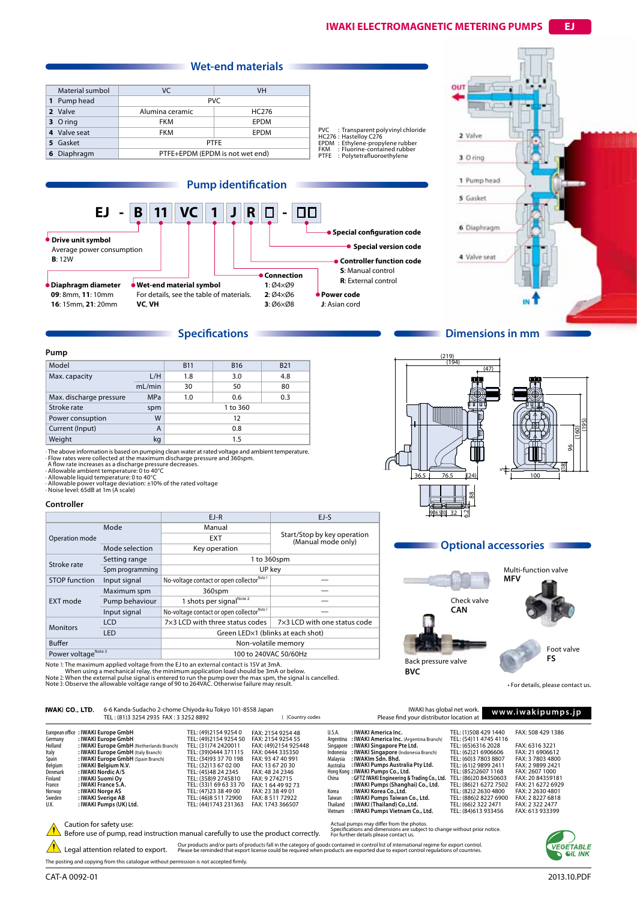## Wet-end materials

| Material sumbol | VC | VH |
|---|---|---|
| 1 Pump head | PVC | |
| 2 Valve | Alumina ceramic | HC276 |
| 3 O ring | FKM | EPDM |
| 4 Valve seat | FKM | EPDM |
| 5 Gasket | PTFE | |
| 6 Diaphragm | PTFE+EPDM (EPDM is not wet end) | |

PVC : Transparent polyvinyl chloride
HC276 : Hastelloy C276
EPDM : Ethylene-propylene rubber
FKM : Fluorine-contained rubber
PTFE : Polytetrafluoroethylene

OUT
2 Valve
3 O ring
1 Pump head
5 Gasket
6 Diaphragm
4 Valve seat
IN

## Pump identification

EJ - B 11 VC 1 J R □ - □□

- **Drive unit symbol**
  Average power consumption
  **B**: 12W
- **Diaphragm diameter**
  **09**: 8mm, **11**: 10mm
  **16**: 15mm, **21**: 20mm
- **Wet-end material symbol**
  For details, see the table of materials.
  **VC**, **VH**
- **Connection**
  **1**: Ø4×Ø9
  **2**: Ø4×Ø6
  **3**: Ø6×Ø8
- **Power code**
  **J**: Asian cord
- **Controller function code**
  **S**: Manual control
  **R**: External control
- **Special version code**
- **Special configuration code**

## Specifications

### Pump

| Model | | B11 | B16 | B21 |
|---|---|---|---|---|
| Max. capacity | L/H | 1.8 | 3.0 | 4.8 |
| | mL/min | 30 | 50 | 80 |
| Max. discharge pressure | MPa | 1.0 | 0.6 | 0.3 |
| Stroke rate | spm | 1 to 360 | | |
| Power consuption | W | 12 | | |
| Current (Input) | A | 0.8 | | |
| Weight | kg | 1.5 | | |

· The above information is based on pumping clean water at rated voltage and ambient temperature.
· Flow rates were collected at the maximum discharge pressure and 360spm.
A flow rate increases as a discharge pressure decreases.
· Allowable ambient temperature: 0 to 40°C
· Allowable liquid temperature: 0 to 40°C
· Allowable power voltage deviation: ±10% of the rated voltage
· Noise level: 65dB at 1m (A scale)

### Controller

| | | EJ-R | EJ-S |
|---|---|---|---|
| Operation mode | Mode | Manual | Start/Stop by key operation (Manual mode only) |
| | | EXT | |
| | Mode selection | Key operation | |
| Stroke rate | Setting range | 1 to 360spm | |
| | Spm programming | UP key | |
| STOP function | Input signal | No-voltage contact or open collector[Note 1] | — |
| EXT mode | Maximum spm | 360spm | — |
| | Pump behaviour | 1 shots per signal[Note 2] | — |
| | Input signal | No-voltage contact or open collector[Note 1] | — |
| Monitors | LCD | 7×3 LCD with three status codes | 7×3 LCD with one status code |
| | LED | Green LED×1 (blinks at each shot) | |
| Buffer | | Non-volatile memory | |
| Power voltage[Note 3] | | 100 to 240VAC 50/60Hz | |

Note 1: The maximum applied voltage from the EJ to an external contact is 15V at 3mA.
When using a mechanical relay, the minimum application load should be 3mA or below.
Note 2: When the external pulse signal is entered to run the pump over the max spm, the signal is cancelled.
Note 3: Observe the allowable voltage range of 90 to 264VAC. Otherwise failure may result.

## Dimensions in mm

(219)
(194)
(47)
(195)
(160)
96
18
5
36.5
76.5
(24)
100
88
9 16.5 10
32
6.2

## Optional accessories

Multi-function valve
**MFV**

Check valve
**CAN**

Foot valve
**FS**

Back pressure valve
**BVC**

· For details, please contact us.

**IWAKI CO., LTD.** 6-6 Kanda-Sudacho 2-chome Chiyoda-ku Tokyo 101-8558 Japan
TEL : (81)3 3254 2935 FAX : 3 3252 8892 ( )Country codes

IWAKI has global net work.
Please find your distributor location at **www.iwakipumps.jp**

| | | TEL | FAX |
|---|---|---|---|
| European office | **IWAKI Europe GmbH** | TEL: (49)2154 9254 0 | FAX: 2154 9254 48 |
| Germany | **IWAKI Europe GmbH** | TEL: (49)2154 9254 50 | FAX: 2154 9254 55 |
| Holland | **IWAKI Europe GmbH** (Netherlands Branch) | TEL: (31)74 2420011 | FAX: (49)2154 925448 |
| Italy | **IWAKI Europe GmbH** (Italy Branch) | TEL: (39)0444 371115 | FAX: 0444 335350 |
| Spain | **IWAKI Europe GmbH** (Spain Branch) | TEL: (34)93 37 70 198 | FAX: 93 47 40 991 |
| Belgium | **IWAKI Belgium N.V.** | TEL: (32)13 67 02 00 | FAX: 13 67 20 30 |
| Denmark | **IWAKI Nordic A/S** | TEL: (45)48 24 2345 | FAX: 48 24 2346 |
| Finland | **IWAKI Suomi Oy** | TEL: (358)9 2745810 | FAX: 9 2742715 |
| France | **IWAKI France S.A.** | TEL: (33)1 69 63 33 70 | FAX: 1 64 49 92 73 |
| Norway | **IWAKI Norge AS** | TEL: (47)23 38 49 00 | FAX: 23 38 49 01 |
| Sweden | **IWAKI Sverige AB** | TEL: (46)8 511 72900 | FAX: 8 511 72922 |
| U.K. | **IWAKI Pumps (UK) Ltd.** | TEL: (44)1743 231363 | FAX: 1743 366507 |
| U.S.A. | **IWAKI America Inc.** | TEL: (1)508 429 1440 | FAX: 508 429 1386 |
| Argentina | **IWAKI America Inc.** (Argentina Branch) | TEL: (54)11 4745 4116 | |
| Singapore | **IWAKI Singapore Pte Ltd.** | TEL: (65)6316 2028 | FAX: 6316 3221 |
| Indonesia | **IWAKI Singapore** (Indonesia Branch) | TEL: (62)21 6906606 | FAX: 21 6906612 |
| Malaysia | **IWAKIm Sdn. Bhd.** | TEL: (60)3 7803 8807 | FAX: 3 7803 4800 |
| Australia | **IWAKI Pumps Australia Pty Ltd.** | TEL: (61)2 9899 2411 | FAX: 2 9899 2421 |
| Hong Kong | **IWAKI Pumps Co., Ltd.** | TEL: (852)2607 1168 | FAX: 2607 1000 |
| China | **GFTZ IWAKI Engineering & Trading Co., Ltd.** | TEL: (86)20 84350603 | FAX: 20 84359181 |
| | **IWAKI Pumps (Shanghai) Co., Ltd.** | TEL: (86)21 6272 7502 | FAX: 21 6272 6929 |
| Korea | **IWAKI Korea Co.,Ltd.** | TEL: (82)2 2630 4800 | FAX: 2 2630 4801 |
| Taiwan | **IWAKI Pumps Taiwan Co., Ltd.** | TEL: (886)2 8227 6900 | FAX: 2 8227 6818 |
| Thailand | **IWAKI (Thailand) Co.,Ltd.** | TEL: (66)2 322 2471 | FAX: 2 322 2477 |
| Vietnam | **IWAKI Pumps Vietnam Co.,Ltd.** | TEL: (84)613 933456 | FAX: 613 933399 |

Caution for safety use:
Before use of pump, read instruction manual carefully to use the product correctly.

Actual pumps may differ from the photos.
Specifications and dimensions are subject to change without prior notice.
For further details please contact us.

Legal attention related to export.
Our products and/or parts of products fall in the category of goods contained in control list of international regime for export control.
Please be reminded that export license could be required when products are exported due to export control regulations of countries.

The posting and copying from this catalogue without permission is not accepted firmly.

VEGETABLE OIL INK

CAT-A 0092-01

2013.10.PDF